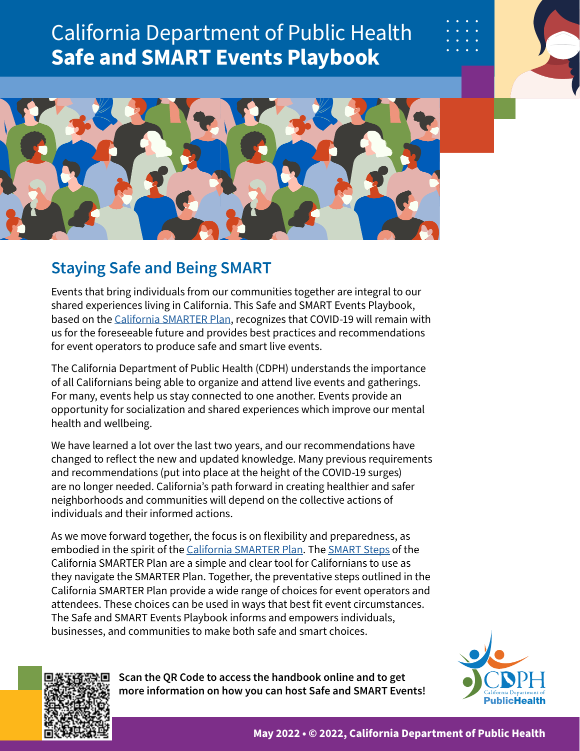# California Department of Public Health **Safe and SMART Events Playbook**

## Staying Safe and Being SMART

Events that bring individuals from our communities together are integral to our shared experiences living in California. This Safe and SMART Events Playbook, based on the California SMARTER Plan, recognizes that COVID-19 will remain with us for the foreseeable future and provides best practices and recommendations for event operators to produce safe and smart live events.

The California Department of Public Health (CDPH) understands the importance of all Californians being able to organize and attend live events and gatherings. For many, events help us stay connected to one another. Events provide an opportunity for socialization and shared experiences which improve our mental health and wellbeing.

We have learned a lot over the last two years, and our recommendations have changed to reflect the new and updated knowledge. Many previous requirements and recommendations (put into place at the height of the COVID-19 surges) are no longer needed. California's path forward in creating healthier and safer neighborhoods and communities will depend on the collective actions of individuals and their informed actions.

As we move forward together, the focus is on flexibility and preparedness, as embodied in the spirit of the California SMARTER Plan. The SMART Steps of the California SMARTER Plan are a simple and clear tool for Californians to use as they navigate the SMARTER Plan. Together, the preventative steps outlined in the California SMARTER Plan provide a wide range of choices for event operators and attendees. These choices can be used in ways that best fit event circumstances. The Safe and SMART Events Playbook informs and empowers individuals, businesses, and communities to make both safe and smart choices.

**Scan the QR Code to access the handbook online and to get more information on how you can host Safe and SMART Events!**

**May 2022 • © 2022, California Department of Public Health**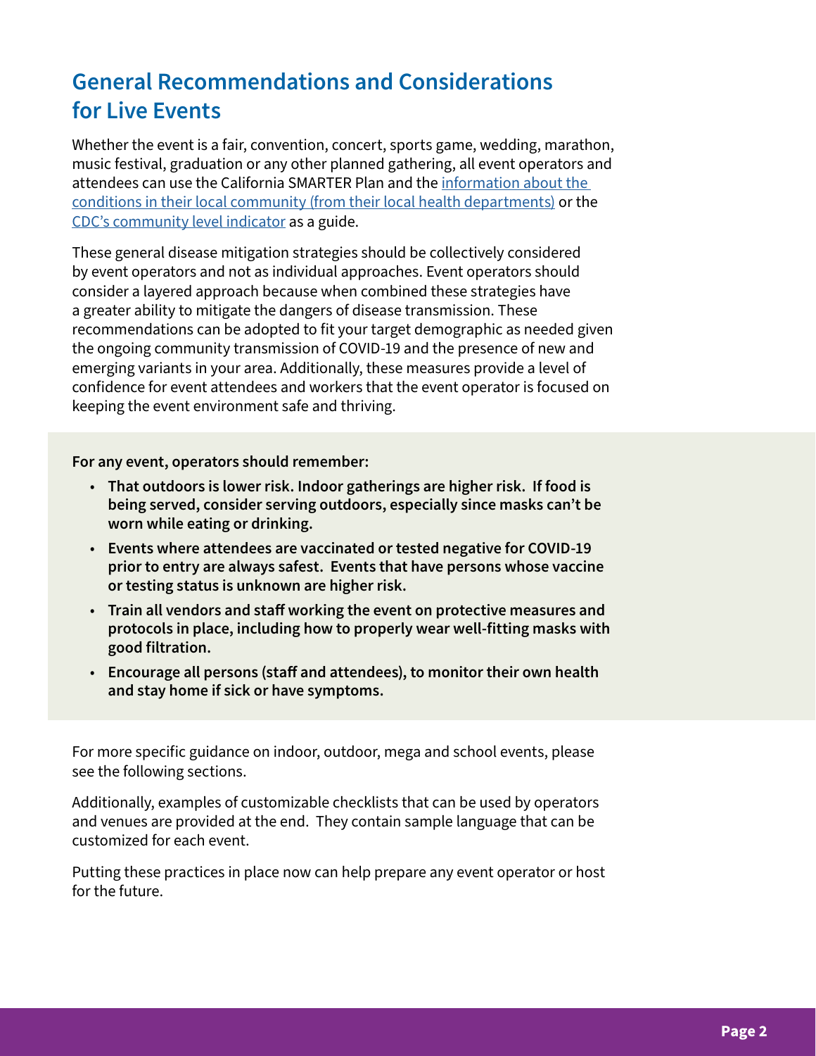## General Recommendations and Considerations for Live Events

Whether the event is a fair, convention, concert, sports game, wedding, marathon, music festival, graduation or any other planned gathering, all event operators and attendees can use the California SMARTER Plan and the [information about the conditions in their local community (from their local health departments)]() or the [CDC's community level indicator]() as a guide.

These general disease mitigation strategies should be collectively considered by event operators and not as individual approaches. Event operators should consider a layered approach because when combined these strategies have a greater ability to mitigate the dangers of disease transmission. These recommendations can be adopted to fit your target demographic as needed given the ongoing community transmission of COVID-19 and the presence of new and emerging variants in your area. Additionally, these measures provide a level of confidence for event attendees and workers that the event operator is focused on keeping the event environment safe and thriving.

**For any event, operators should remember:**

- **That outdoors is lower risk. Indoor gatherings are higher risk. If food is being served, consider serving outdoors, especially since masks can't be worn while eating or drinking.**
- **Events where attendees are vaccinated or tested negative for COVID-19 prior to entry are always safest. Events that have persons whose vaccine or testing status is unknown are higher risk.**
- **Train all vendors and staff working the event on protective measures and protocols in place, including how to properly wear well-fitting masks with good filtration.**
- **Encourage all persons (staff and attendees), to monitor their own health and stay home if sick or have symptoms.**

For more specific guidance on indoor, outdoor, mega and school events, please see the following sections.

Additionally, examples of customizable checklists that can be used by operators and venues are provided at the end. They contain sample language that can be customized for each event.

Putting these practices in place now can help prepare any event operator or host for the future.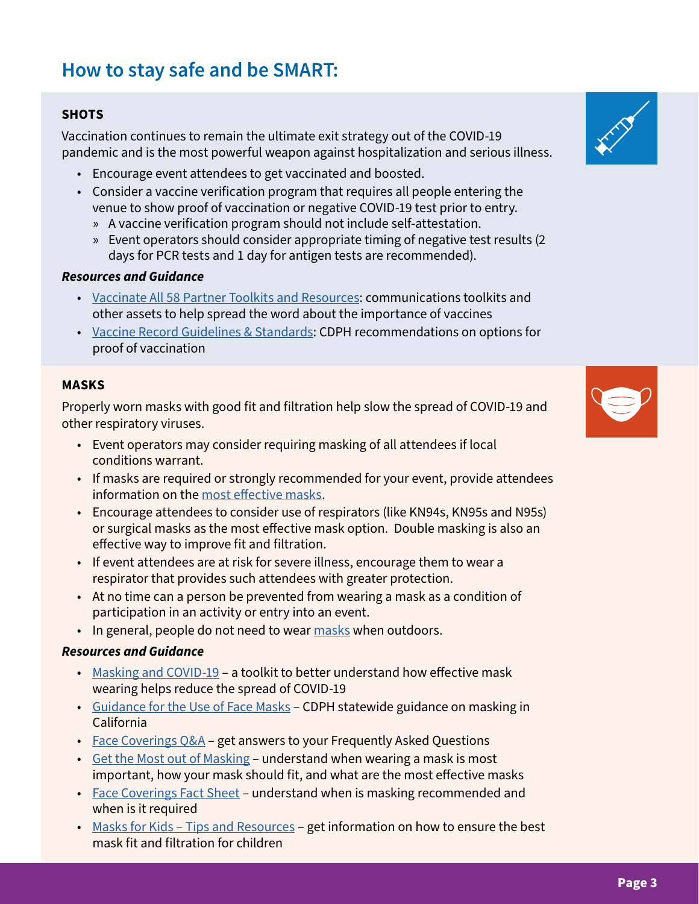## How to stay safe and be SMART:

### SHOTS

Vaccination continues to remain the ultimate exit strategy out of the COVID-19 pandemic and is the most powerful weapon against hospitalization and serious illness.

- Encourage event attendees to get vaccinated and boosted.
- Consider a vaccine verification program that requires all people entering the venue to show proof of vaccination or negative COVID-19 test prior to entry.
  - A vaccine verification program should not include self-attestation.
  - Event operators should consider appropriate timing of negative test results (2 days for PCR tests and 1 day for antigen tests are recommended).

***Resources and Guidance***

- Vaccinate All 58 Partner Toolkits and Resources: communications toolkits and other assets to help spread the word about the importance of vaccines
- Vaccine Record Guidelines & Standards: CDPH recommendations on options for proof of vaccination

### MASKS

Properly worn masks with good fit and filtration help slow the spread of COVID-19 and other respiratory viruses.

- Event operators may consider requiring masking of all attendees if local conditions warrant.
- If masks are required or strongly recommended for your event, provide attendees information on the most effective masks.
- Encourage attendees to consider use of respirators (like KN94s, KN95s and N95s) or surgical masks as the most effective mask option. Double masking is also an effective way to improve fit and filtration.
- If event attendees are at risk for severe illness, encourage them to wear a respirator that provides such attendees with greater protection.
- At no time can a person be prevented from wearing a mask as a condition of participation in an activity or entry into an event.
- In general, people do not need to wear masks when outdoors.

***Resources and Guidance***

- Masking and COVID-19 – a toolkit to better understand how effective mask wearing helps reduce the spread of COVID-19
- Guidance for the Use of Face Masks – CDPH statewide guidance on masking in California
- Face Coverings Q&A – get answers to your Frequently Asked Questions
- Get the Most out of Masking – understand when wearing a mask is most important, how your mask should fit, and what are the most effective masks
- Face Coverings Fact Sheet – understand when is masking recommended and when is it required
- Masks for Kids – Tips and Resources – get information on how to ensure the best mask fit and filtration for children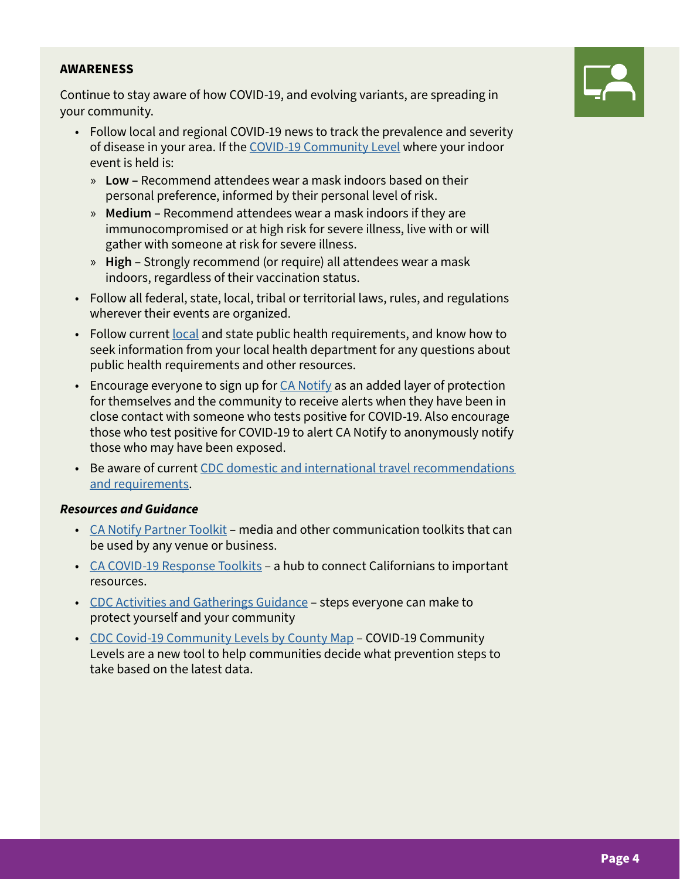**AWARENESS**

Continue to stay aware of how COVID-19, and evolving variants, are spreading in your community.

- Follow local and regional COVID-19 news to track the prevalence and severity of disease in your area. If the COVID-19 Community Level where your indoor event is held is:
  - **Low** – Recommend attendees wear a mask indoors based on their personal preference, informed by their personal level of risk.
  - **Medium** – Recommend attendees wear a mask indoors if they are immunocompromised or at high risk for severe illness, live with or will gather with someone at risk for severe illness.
  - **High** – Strongly recommend (or require) all attendees wear a mask indoors, regardless of their vaccination status.
- Follow all federal, state, local, tribal or territorial laws, rules, and regulations wherever their events are organized.
- Follow current local and state public health requirements, and know how to seek information from your local health department for any questions about public health requirements and other resources.
- Encourage everyone to sign up for CA Notify as an added layer of protection for themselves and the community to receive alerts when they have been in close contact with someone who tests positive for COVID-19. Also encourage those who test positive for COVID-19 to alert CA Notify to anonymously notify those who may have been exposed.
- Be aware of current CDC domestic and international travel recommendations and requirements.

***Resources and Guidance***

- CA Notify Partner Toolkit – media and other communication toolkits that can be used by any venue or business.
- CA COVID-19 Response Toolkits – a hub to connect Californians to important resources.
- CDC Activities and Gatherings Guidance – steps everyone can make to protect yourself and your community
- CDC Covid-19 Community Levels by County Map – COVID-19 Community Levels are a new tool to help communities decide what prevention steps to take based on the latest data.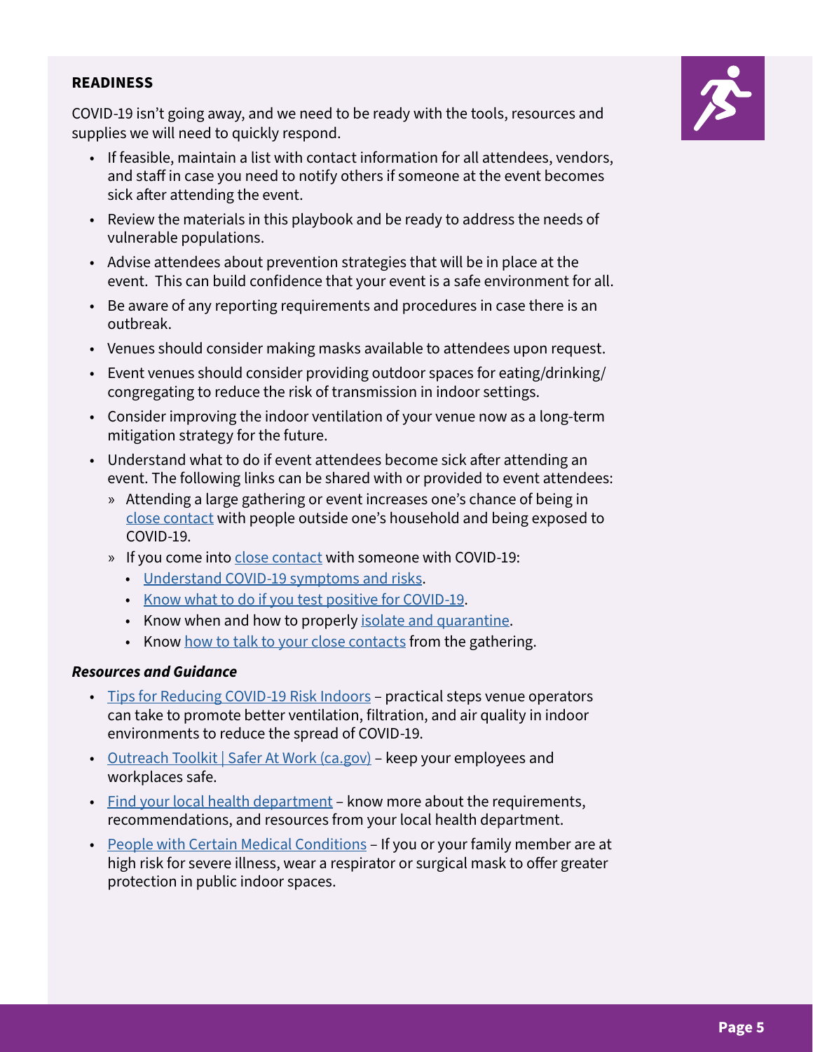## READINESS

COVID-19 isn't going away, and we need to be ready with the tools, resources and supplies we will need to quickly respond.

- If feasible, maintain a list with contact information for all attendees, vendors, and staff in case you need to notify others if someone at the event becomes sick after attending the event.
- Review the materials in this playbook and be ready to address the needs of vulnerable populations.
- Advise attendees about prevention strategies that will be in place at the event. This can build confidence that your event is a safe environment for all.
- Be aware of any reporting requirements and procedures in case there is an outbreak.
- Venues should consider making masks available to attendees upon request.
- Event venues should consider providing outdoor spaces for eating/drinking/congregating to reduce the risk of transmission in indoor settings.
- Consider improving the indoor ventilation of your venue now as a long-term mitigation strategy for the future.
- Understand what to do if event attendees become sick after attending an event. The following links can be shared with or provided to event attendees:
  - Attending a large gathering or event increases one's chance of being in close contact with people outside one's household and being exposed to COVID-19.
  - If you come into close contact with someone with COVID-19:
    - Understand COVID-19 symptoms and risks.
    - Know what to do if you test positive for COVID-19.
    - Know when and how to properly isolate and quarantine.
    - Know how to talk to your close contacts from the gathering.

### *Resources and Guidance*

- Tips for Reducing COVID-19 Risk Indoors – practical steps venue operators can take to promote better ventilation, filtration, and air quality in indoor environments to reduce the spread of COVID-19.
- Outreach Toolkit | Safer At Work (ca.gov) – keep your employees and workplaces safe.
- Find your local health department – know more about the requirements, recommendations, and resources from your local health department.
- People with Certain Medical Conditions – If you or your family member are at high risk for severe illness, wear a respirator or surgical mask to offer greater protection in public indoor spaces.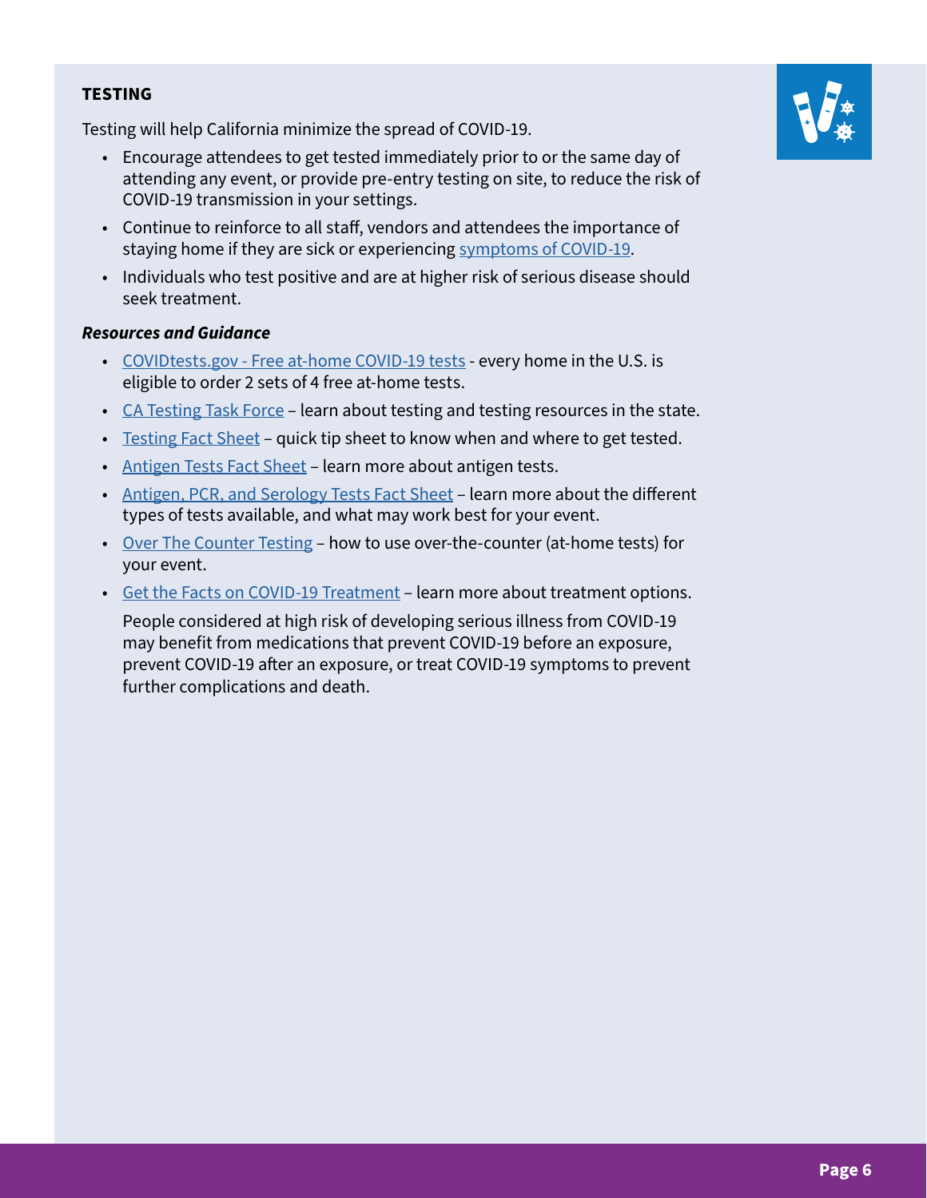## TESTING

Testing will help California minimize the spread of COVID-19.

- Encourage attendees to get tested immediately prior to or the same day of attending any event, or provide pre-entry testing on site, to reduce the risk of COVID-19 transmission in your settings.
- Continue to reinforce to all staff, vendors and attendees the importance of staying home if they are sick or experiencing symptoms of COVID-19.
- Individuals who test positive and are at higher risk of serious disease should seek treatment.

### *Resources and Guidance*

- COVIDtests.gov - Free at-home COVID-19 tests - every home in the U.S. is eligible to order 2 sets of 4 free at-home tests.
- CA Testing Task Force – learn about testing and testing resources in the state.
- Testing Fact Sheet – quick tip sheet to know when and where to get tested.
- Antigen Tests Fact Sheet – learn more about antigen tests.
- Antigen, PCR, and Serology Tests Fact Sheet – learn more about the different types of tests available, and what may work best for your event.
- Over The Counter Testing – how to use over-the-counter (at-home tests) for your event.
- Get the Facts on COVID-19 Treatment – learn more about treatment options.

  People considered at high risk of developing serious illness from COVID-19 may benefit from medications that prevent COVID-19 before an exposure, prevent COVID-19 after an exposure, or treat COVID-19 symptoms to prevent further complications and death.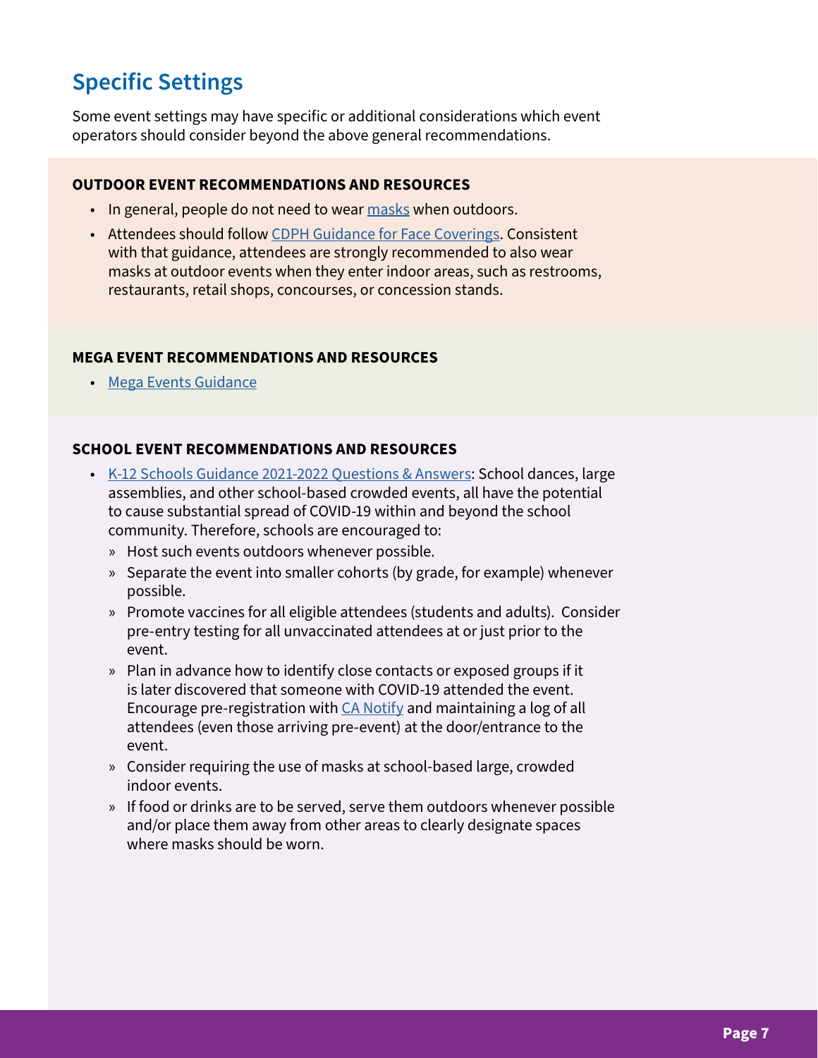## Specific Settings

Some event settings may have specific or additional considerations which event operators should consider beyond the above general recommendations.

### OUTDOOR EVENT RECOMMENDATIONS AND RESOURCES

- In general, people do not need to wear masks when outdoors.
- Attendees should follow CDPH Guidance for Face Coverings. Consistent with that guidance, attendees are strongly recommended to also wear masks at outdoor events when they enter indoor areas, such as restrooms, restaurants, retail shops, concourses, or concession stands.

### MEGA EVENT RECOMMENDATIONS AND RESOURCES

- Mega Events Guidance

### SCHOOL EVENT RECOMMENDATIONS AND RESOURCES

- K-12 Schools Guidance 2021-2022 Questions & Answers: School dances, large assemblies, and other school-based crowded events, all have the potential to cause substantial spread of COVID-19 within and beyond the school community. Therefore, schools are encouraged to:
  - Host such events outdoors whenever possible.
  - Separate the event into smaller cohorts (by grade, for example) whenever possible.
  - Promote vaccines for all eligible attendees (students and adults). Consider pre-entry testing for all unvaccinated attendees at or just prior to the event.
  - Plan in advance how to identify close contacts or exposed groups if it is later discovered that someone with COVID-19 attended the event. Encourage pre-registration with CA Notify and maintaining a log of all attendees (even those arriving pre-event) at the door/entrance to the event.
  - Consider requiring the use of masks at school-based large, crowded indoor events.
  - If food or drinks are to be served, serve them outdoors whenever possible and/or place them away from other areas to clearly designate spaces where masks should be worn.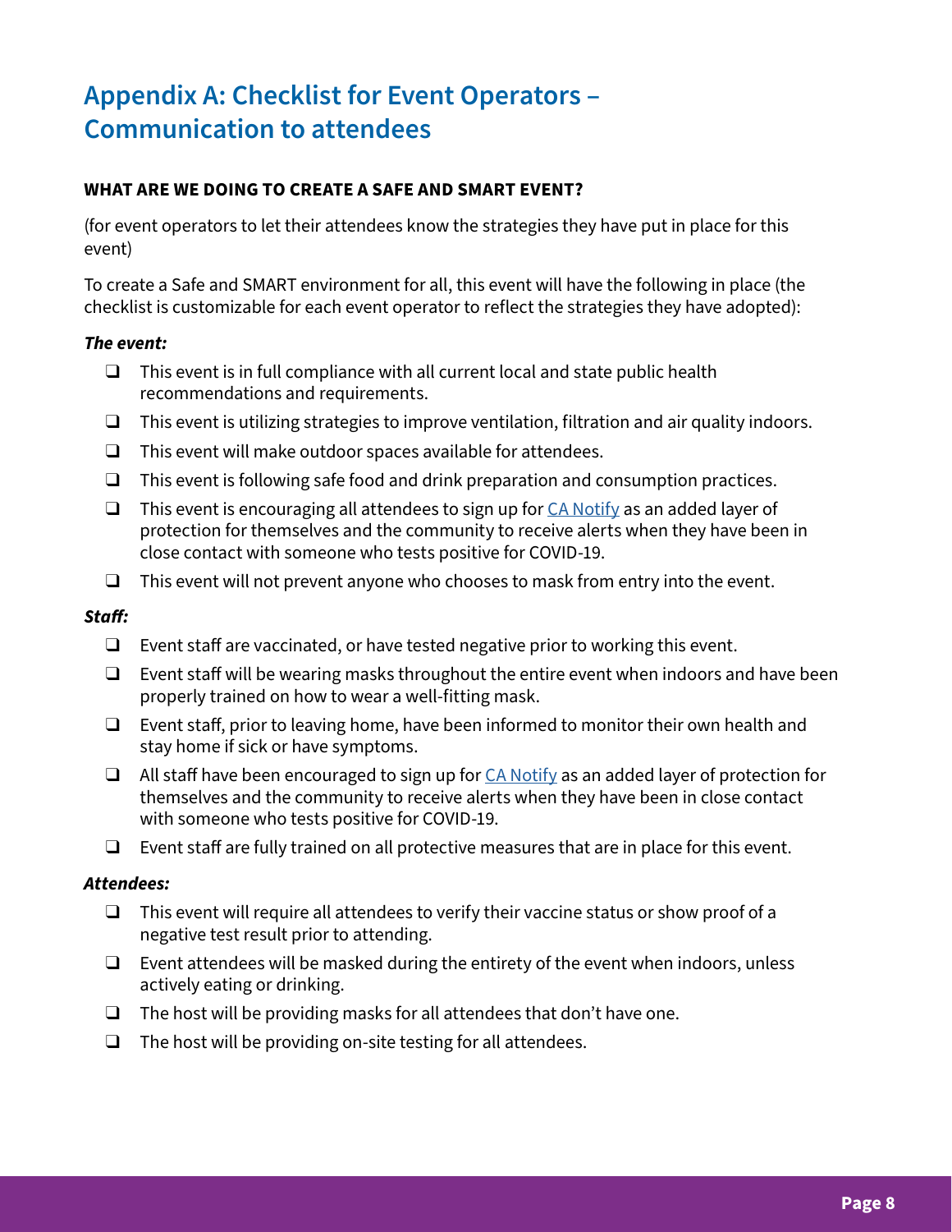## Appendix A: Checklist for Event Operators – Communication to attendees

**WHAT ARE WE DOING TO CREATE A SAFE AND SMART EVENT?**

(for event operators to let their attendees know the strategies they have put in place for this event)

To create a Safe and SMART environment for all, this event will have the following in place (the checklist is customizable for each event operator to reflect the strategies they have adopted):

***The event:***

- ❑ This event is in full compliance with all current local and state public health recommendations and requirements.
- ❑ This event is utilizing strategies to improve ventilation, filtration and air quality indoors.
- ❑ This event will make outdoor spaces available for attendees.
- ❑ This event is following safe food and drink preparation and consumption practices.
- ❑ This event is encouraging all attendees to sign up for CA Notify as an added layer of protection for themselves and the community to receive alerts when they have been in close contact with someone who tests positive for COVID-19.
- ❑ This event will not prevent anyone who chooses to mask from entry into the event.

***Staff:***

- ❑ Event staff are vaccinated, or have tested negative prior to working this event.
- ❑ Event staff will be wearing masks throughout the entire event when indoors and have been properly trained on how to wear a well-fitting mask.
- ❑ Event staff, prior to leaving home, have been informed to monitor their own health and stay home if sick or have symptoms.
- ❑ All staff have been encouraged to sign up for CA Notify as an added layer of protection for themselves and the community to receive alerts when they have been in close contact with someone who tests positive for COVID-19.
- ❑ Event staff are fully trained on all protective measures that are in place for this event.

***Attendees:***

- ❑ This event will require all attendees to verify their vaccine status or show proof of a negative test result prior to attending.
- ❑ Event attendees will be masked during the entirety of the event when indoors, unless actively eating or drinking.
- ❑ The host will be providing masks for all attendees that don't have one.
- ❑ The host will be providing on-site testing for all attendees.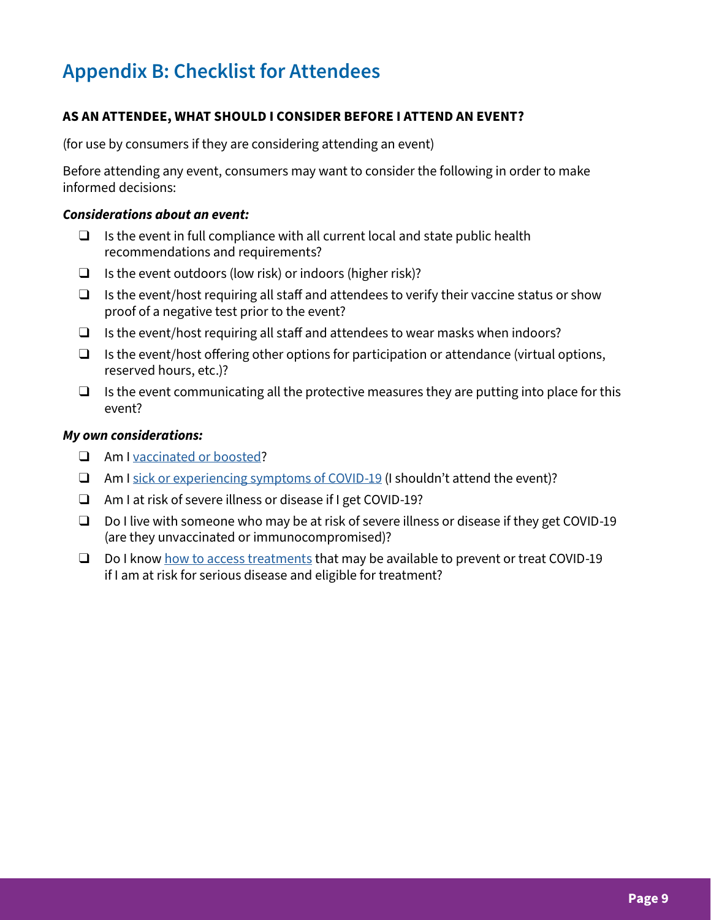## Appendix B: Checklist for Attendees

**AS AN ATTENDEE, WHAT SHOULD I CONSIDER BEFORE I ATTEND AN EVENT?**

(for use by consumers if they are considering attending an event)

Before attending any event, consumers may want to consider the following in order to make informed decisions:

***Considerations about an event:***

- ❑ Is the event in full compliance with all current local and state public health recommendations and requirements?
- ❑ Is the event outdoors (low risk) or indoors (higher risk)?
- ❑ Is the event/host requiring all staff and attendees to verify their vaccine status or show proof of a negative test prior to the event?
- ❑ Is the event/host requiring all staff and attendees to wear masks when indoors?
- ❑ Is the event/host offering other options for participation or attendance (virtual options, reserved hours, etc.)?
- ❑ Is the event communicating all the protective measures they are putting into place for this event?

***My own considerations:***

- ❑ Am I vaccinated or boosted?
- ❑ Am I sick or experiencing symptoms of COVID-19 (I shouldn't attend the event)?
- ❑ Am I at risk of severe illness or disease if I get COVID-19?
- ❑ Do I live with someone who may be at risk of severe illness or disease if they get COVID-19 (are they unvaccinated or immunocompromised)?
- ❑ Do I know how to access treatments that may be available to prevent or treat COVID-19 if I am at risk for serious disease and eligible for treatment?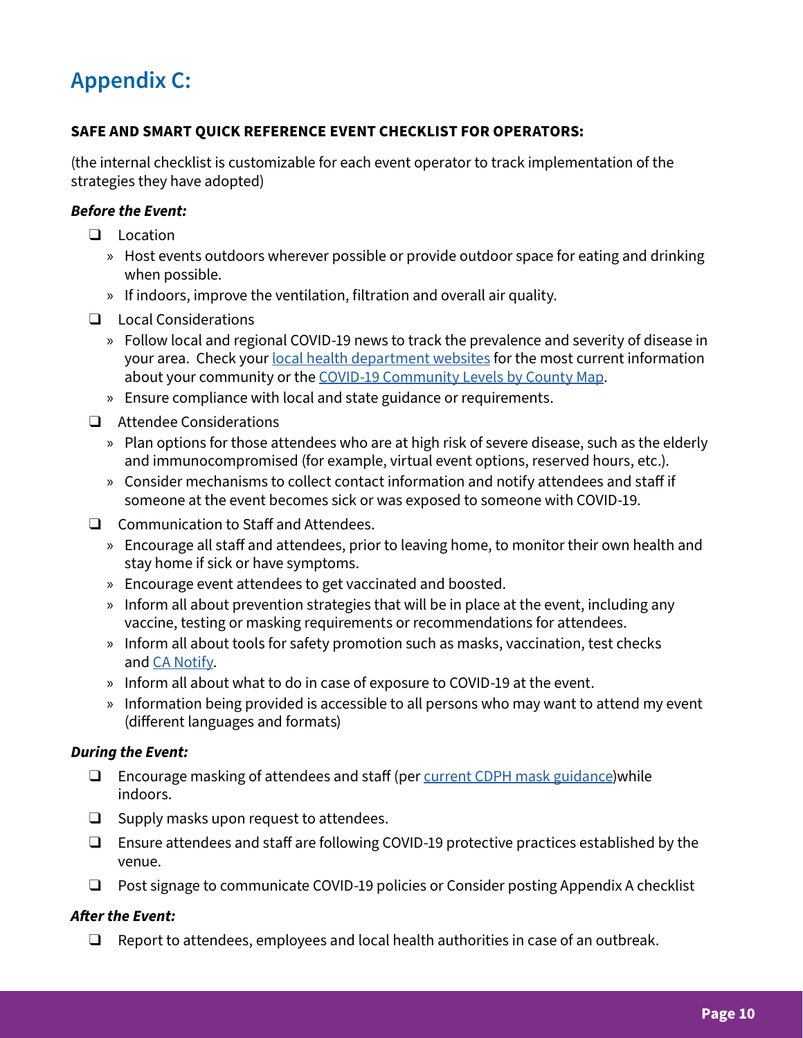## Appendix C:

**SAFE AND SMART QUICK REFERENCE EVENT CHECKLIST FOR OPERATORS:**

(the internal checklist is customizable for each event operator to track implementation of the strategies they have adopted)

***Before the Event:***

- ❑ Location
  - » Host events outdoors wherever possible or provide outdoor space for eating and drinking when possible.
  - » If indoors, improve the ventilation, filtration and overall air quality.
- ❑ Local Considerations
  - » Follow local and regional COVID-19 news to track the prevalence and severity of disease in your area. Check your local health department websites for the most current information about your community or the COVID-19 Community Levels by County Map.
  - » Ensure compliance with local and state guidance or requirements.
- ❑ Attendee Considerations
  - » Plan options for those attendees who are at high risk of severe disease, such as the elderly and immunocompromised (for example, virtual event options, reserved hours, etc.).
  - » Consider mechanisms to collect contact information and notify attendees and staff if someone at the event becomes sick or was exposed to someone with COVID-19.
- ❑ Communication to Staff and Attendees.
  - » Encourage all staff and attendees, prior to leaving home, to monitor their own health and stay home if sick or have symptoms.
  - » Encourage event attendees to get vaccinated and boosted.
  - » Inform all about prevention strategies that will be in place at the event, including any vaccine, testing or masking requirements or recommendations for attendees.
  - » Inform all about tools for safety promotion such as masks, vaccination, test checks and CA Notify.
  - » Inform all about what to do in case of exposure to COVID-19 at the event.
  - » Information being provided is accessible to all persons who may want to attend my event (different languages and formats)

***During the Event:***

- ❑ Encourage masking of attendees and staff (per current CDPH mask guidance)while indoors.
- ❑ Supply masks upon request to attendees.
- ❑ Ensure attendees and staff are following COVID-19 protective practices established by the venue.
- ❑ Post signage to communicate COVID-19 policies or Consider posting Appendix A checklist

***After the Event:***

- ❑ Report to attendees, employees and local health authorities in case of an outbreak.